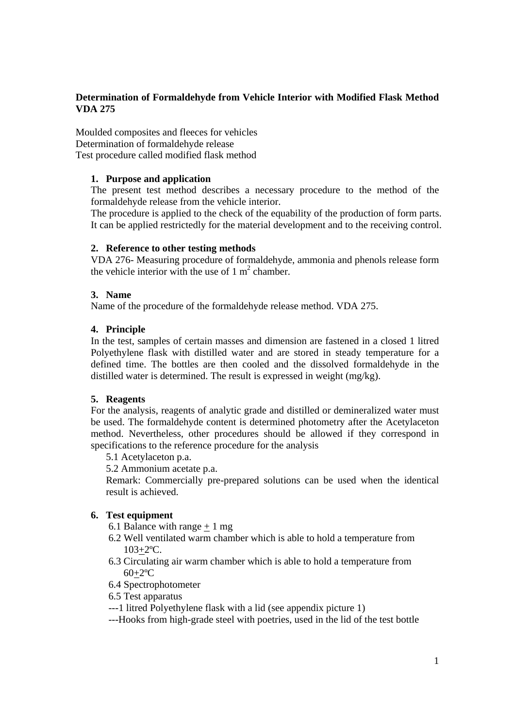**Determination of Formaldehyde from Vehicle Interior with Modified Flask Method VDA 275**

Moulded composites and fleeces for vehicles
Determination of formaldehyde release
Test procedure called modified flask method

1. **Purpose and application**

   The present test method describes a necessary procedure to the method of the formaldehyde release from the vehicle interior.
   The procedure is applied to the check of the equability of the production of form parts. It can be applied restrictedly for the material development and to the receiving control.

2. **Reference to other testing methods**

   VDA 276- Measuring procedure of formaldehyde, ammonia and phenols release form the vehicle interior with the use of 1 $m^2$ chamber.

3. **Name**

   Name of the procedure of the formaldehyde release method. VDA 275.

4. **Principle**

   In the test, samples of certain masses and dimension are fastened in a closed 1 litred Polyethylene flask with distilled water and are stored in steady temperature for a defined time. The bottles are then cooled and the dissolved formaldehyde in the distilled water is determined. The result is expressed in weight (mg/kg).

5. **Reagents**

   For the analysis, reagents of analytic grade and distilled or demineralized water must be used. The formaldehyde content is determined photometry after the Acetylaceton method. Nevertheless, other procedures should be allowed if they correspond in specifications to the reference procedure for the analysis

   5.1 Acetylaceton p.a.

   5.2 Ammonium acetate p.a.

   Remark: Commercially pre-prepared solutions can be used when the identical result is achieved.

6. **Test equipment**

   6.1 Balance with range $\pm$ 1 mg

   6.2 Well ventilated warm chamber which is able to hold a temperature from 103$\pm$2ºC.

   6.3 Circulating air warm chamber which is able to hold a temperature from 60$\pm$2ºC

   6.4 Spectrophotometer

   6.5 Test apparatus

   ---1 litred Polyethylene flask with a lid (see appendix picture 1)

   ---Hooks from high-grade steel with poetries, used in the lid of the test bottle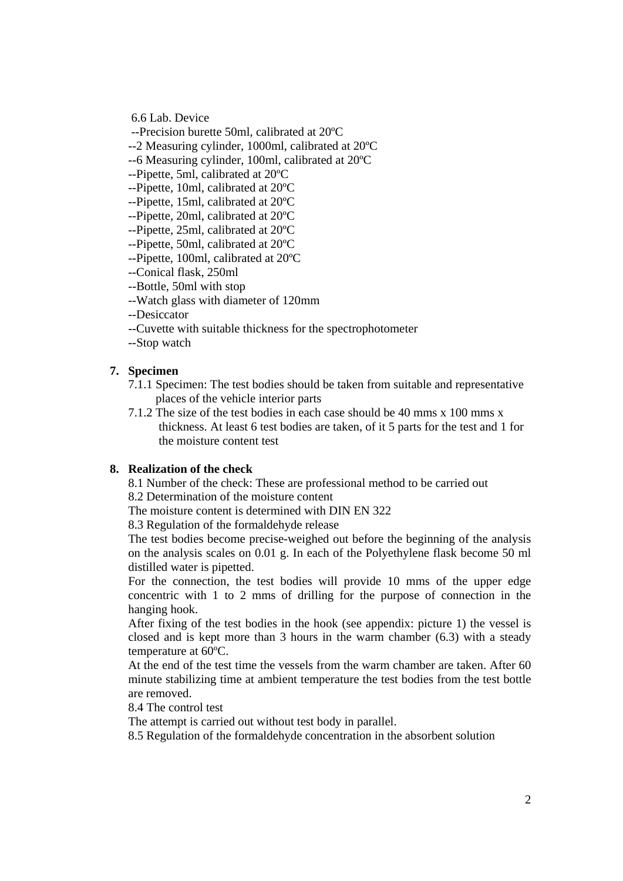6.6 Lab. Device

- --Precision burette 50ml, calibrated at 20ºC
- --2 Measuring cylinder, 1000ml, calibrated at 20ºC
- --6 Measuring cylinder, 100ml, calibrated at 20ºC
- --Pipette, 5ml, calibrated at 20ºC
- --Pipette, 10ml, calibrated at 20ºC
- --Pipette, 15ml, calibrated at 20ºC
- --Pipette, 20ml, calibrated at 20ºC
- --Pipette, 25ml, calibrated at 20ºC
- --Pipette, 50ml, calibrated at 20ºC
- --Pipette, 100ml, calibrated at 20ºC
- --Conical flask, 250ml
- --Bottle, 50ml with stop
- --Watch glass with diameter of 120mm
- --Desiccator
- --Cuvette with suitable thickness for the spectrophotometer
- --Stop watch

## 7. Specimen

7.1.1 Specimen: The test bodies should be taken from suitable and representative places of the vehicle interior parts

7.1.2 The size of the test bodies in each case should be 40 mms x 100 mms x thickness. At least 6 test bodies are taken, of it 5 parts for the test and 1 for the moisture content test

## 8. Realization of the check

8.1 Number of the check: These are professional method to be carried out

8.2 Determination of the moisture content

The moisture content is determined with DIN EN 322

8.3 Regulation of the formaldehyde release

The test bodies become precise-weighed out before the beginning of the analysis on the analysis scales on 0.01 g. In each of the Polyethylene flask become 50 ml distilled water is pipetted.

For the connection, the test bodies will provide 10 mms of the upper edge concentric with 1 to 2 mms of drilling for the purpose of connection in the hanging hook.

After fixing of the test bodies in the hook (see appendix: picture 1) the vessel is closed and is kept more than 3 hours in the warm chamber (6.3) with a steady temperature at 60ºC.

At the end of the test time the vessels from the warm chamber are taken. After 60 minute stabilizing time at ambient temperature the test bodies from the test bottle are removed.

8.4 The control test

The attempt is carried out without test body in parallel.

8.5 Regulation of the formaldehyde concentration in the absorbent solution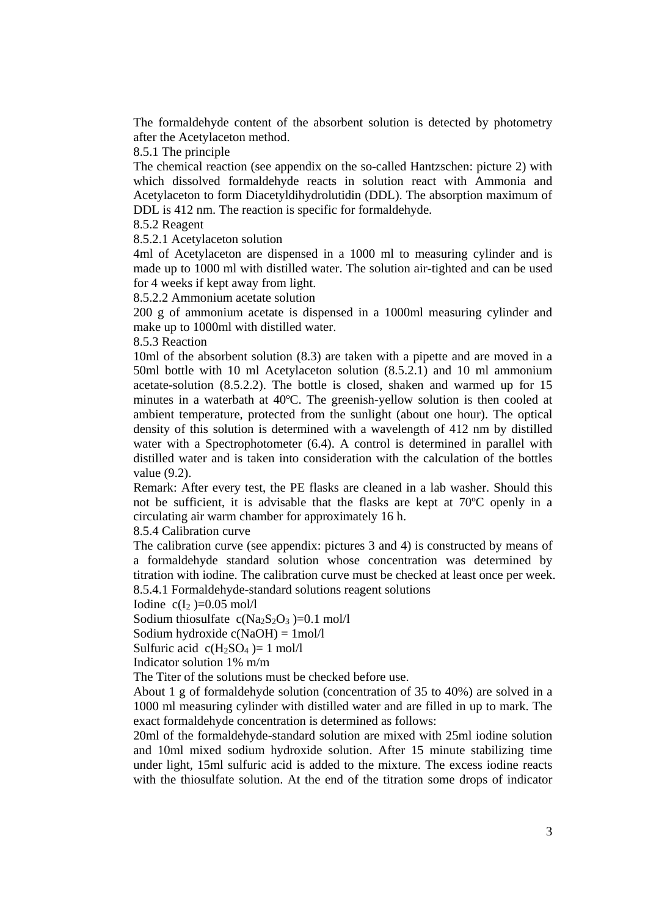The formaldehyde content of the absorbent solution is detected by photometry after the Acetylaceton method.

8.5.1 The principle

The chemical reaction (see appendix on the so-called Hantzschen: picture 2) with which dissolved formaldehyde reacts in solution react with Ammonia and Acetylaceton to form Diacetyldihydrolutidin (DDL). The absorption maximum of DDL is 412 nm. The reaction is specific for formaldehyde.

8.5.2 Reagent

8.5.2.1 Acetylaceton solution

4ml of Acetylaceton are dispensed in a 1000 ml to measuring cylinder and is made up to 1000 ml with distilled water. The solution air-tighted and can be used for 4 weeks if kept away from light.

8.5.2.2 Ammonium acetate solution

200 g of ammonium acetate is dispensed in a 1000ml measuring cylinder and make up to 1000ml with distilled water.

8.5.3 Reaction

10ml of the absorbent solution (8.3) are taken with a pipette and are moved in a 50ml bottle with 10 ml Acetylaceton solution (8.5.2.1) and 10 ml ammonium acetate-solution (8.5.2.2). The bottle is closed, shaken and warmed up for 15 minutes in a waterbath at 40ºC. The greenish-yellow solution is then cooled at ambient temperature, protected from the sunlight (about one hour). The optical density of this solution is determined with a wavelength of 412 nm by distilled water with a Spectrophotometer (6.4). A control is determined in parallel with distilled water and is taken into consideration with the calculation of the bottles value (9.2).

Remark: After every test, the PE flasks are cleaned in a lab washer. Should this not be sufficient, it is advisable that the flasks are kept at 70ºC openly in a circulating air warm chamber for approximately 16 h.

8.5.4 Calibration curve

The calibration curve (see appendix: pictures 3 and 4) is constructed by means of a formaldehyde standard solution whose concentration was determined by titration with iodine. The calibration curve must be checked at least once per week.

8.5.4.1 Formaldehyde-standard solutions reagent solutions

Iodine $c(I_2)=0.05$ mol/l

Sodium thiosulfate $c(Na_2S_2O_3)=0.1$ mol/l

Sodium hydroxide $c(NaOH) = 1$mol/l

Sulfuric acid $c(H_2SO_4)= 1$ mol/l

Indicator solution 1% m/m

The Titer of the solutions must be checked before use.

About 1 g of formaldehyde solution (concentration of 35 to 40%) are solved in a 1000 ml measuring cylinder with distilled water and are filled in up to mark. The exact formaldehyde concentration is determined as follows:

20ml of the formaldehyde-standard solution are mixed with 25ml iodine solution and 10ml mixed sodium hydroxide solution. After 15 minute stabilizing time under light, 15ml sulfuric acid is added to the mixture. The excess iodine reacts with the thiosulfate solution. At the end of the titration some drops of indicator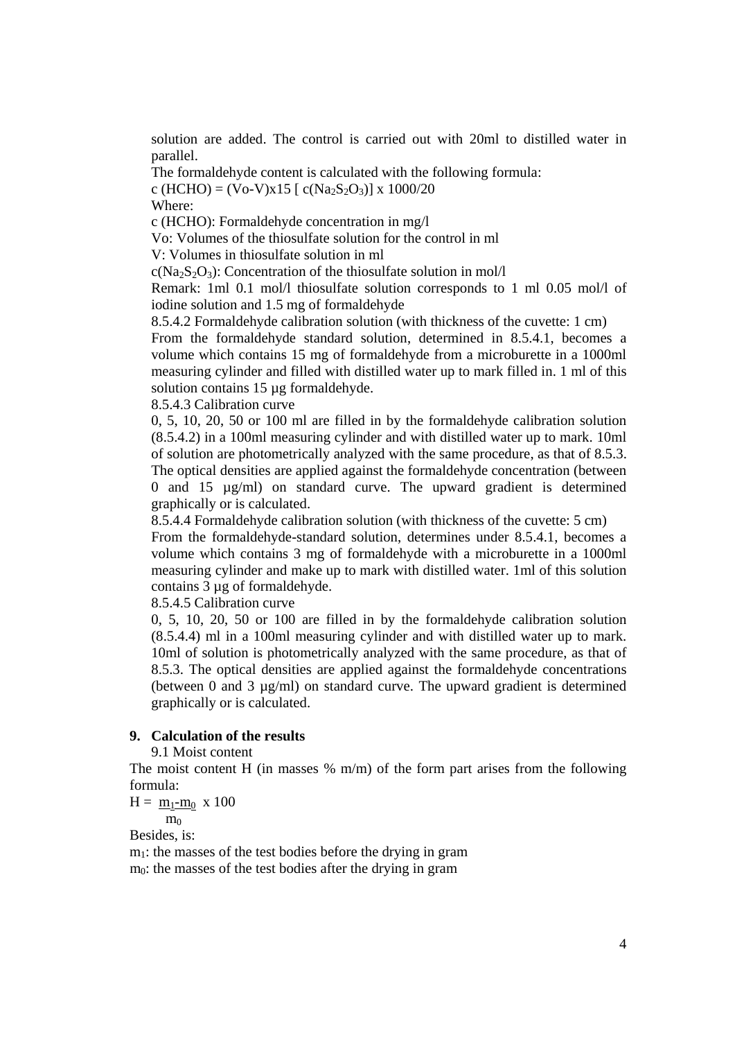solution are added. The control is carried out with 20ml to distilled water in parallel.

The formaldehyde content is calculated with the following formula:

c (HCHO) = (Vo-V)x15 [ $c(Na_2S_2O_3)$] x 1000/20

Where:

c (HCHO): Formaldehyde concentration in mg/l

Vo: Volumes of the thiosulfate solution for the control in ml

V: Volumes in thiosulfate solution in ml

$c(Na_2S_2O_3)$: Concentration of the thiosulfate solution in mol/l

Remark: 1ml 0.1 mol/l thiosulfate solution corresponds to 1 ml 0.05 mol/l of iodine solution and 1.5 mg of formaldehyde

8.5.4.2 Formaldehyde calibration solution (with thickness of the cuvette: 1 cm)

From the formaldehyde standard solution, determined in 8.5.4.1, becomes a volume which contains 15 mg of formaldehyde from a microburette in a 1000ml measuring cylinder and filled with distilled water up to mark filled in. 1 ml of this solution contains 15 µg formaldehyde.

8.5.4.3 Calibration curve

0, 5, 10, 20, 50 or 100 ml are filled in by the formaldehyde calibration solution (8.5.4.2) in a 100ml measuring cylinder and with distilled water up to mark. 10ml of solution are photometrically analyzed with the same procedure, as that of 8.5.3. The optical densities are applied against the formaldehyde concentration (between 0 and 15 µg/ml) on standard curve. The upward gradient is determined graphically or is calculated.

8.5.4.4 Formaldehyde calibration solution (with thickness of the cuvette: 5 cm)

From the formaldehyde-standard solution, determines under 8.5.4.1, becomes a volume which contains 3 mg of formaldehyde with a microburette in a 1000ml measuring cylinder and make up to mark with distilled water. 1ml of this solution contains 3 µg of formaldehyde.

8.5.4.5 Calibration curve

0, 5, 10, 20, 50 or 100 are filled in by the formaldehyde calibration solution (8.5.4.4) ml in a 100ml measuring cylinder and with distilled water up to mark. 10ml of solution is photometrically analyzed with the same procedure, as that of 8.5.3. The optical densities are applied against the formaldehyde concentrations (between 0 and 3 µg/ml) on standard curve. The upward gradient is determined graphically or is calculated.

## 9. Calculation of the results

9.1 Moist content

The moist content H (in masses % m/m) of the form part arises from the following formula:

$$H = \frac{m_1 - m_0}{m_0} \times 100$$

Besides, is:

$m_1$: the masses of the test bodies before the drying in gram

$m_0$: the masses of the test bodies after the drying in gram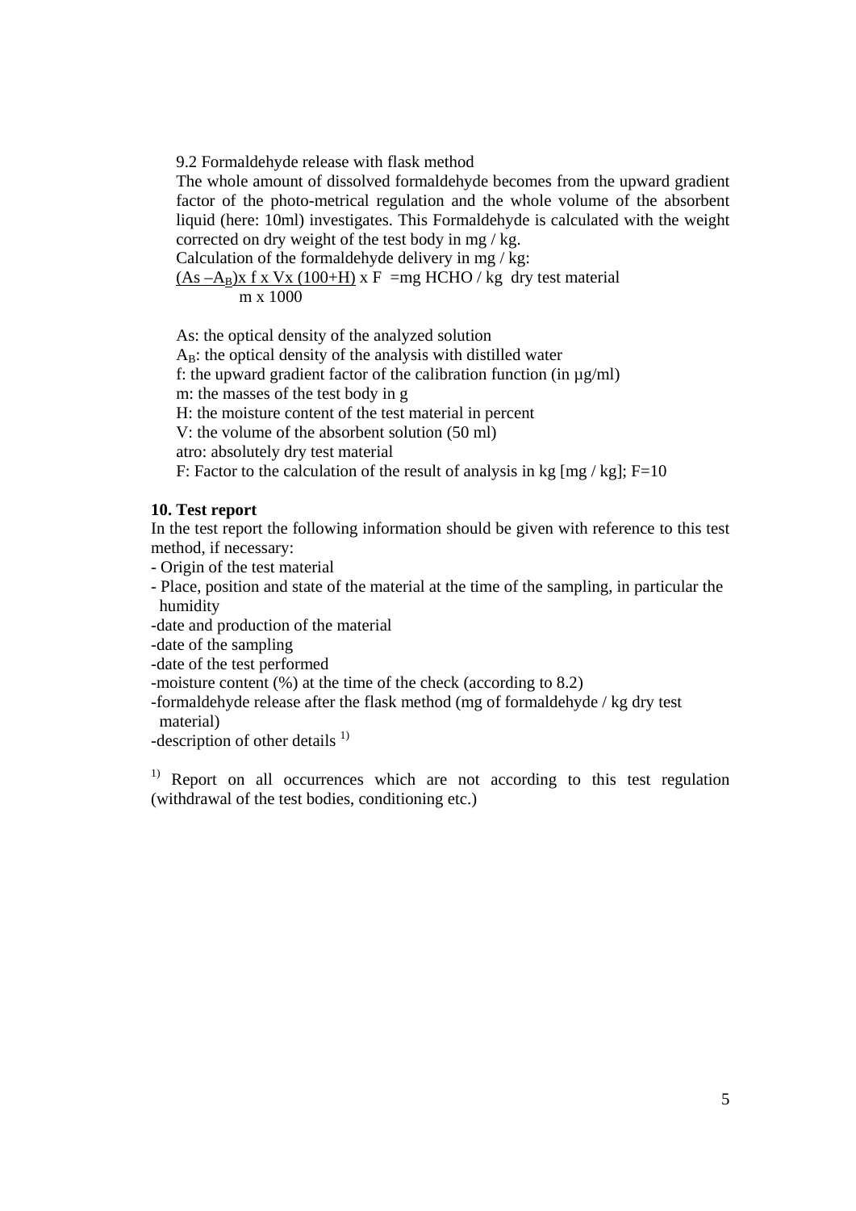9.2 Formaldehyde release with flask method

The whole amount of dissolved formaldehyde becomes from the upward gradient factor of the photo-metrical regulation and the whole volume of the absorbent liquid (here: 10ml) investigates. This Formaldehyde is calculated with the weight corrected on dry weight of the test body in mg / kg.

Calculation of the formaldehyde delivery in mg / kg:

$$\frac{(A_S - A_B) \times f \times V \times (100+H)}{m \times 1000} \times F = \text{mg HCHO / kg dry test material}$$

As: the optical density of the analyzed solution

$A_B$: the optical density of the analysis with distilled water

f: the upward gradient factor of the calibration function (in µg/ml)

m: the masses of the test body in g

H: the moisture content of the test material in percent

V: the volume of the absorbent solution (50 ml)

atro: absolutely dry test material

F: Factor to the calculation of the result of analysis in kg [mg / kg]; F=10

**10. Test report**

In the test report the following information should be given with reference to this test method, if necessary:

- Origin of the test material
- Place, position and state of the material at the time of the sampling, in particular the humidity
- date and production of the material
- date of the sampling
- date of the test performed
- moisture content (%) at the time of the check (according to 8.2)
- formaldehyde release after the flask method (mg of formaldehyde / kg dry test material)
- description of other details [1)]

[1)] Report on all occurrences which are not according to this test regulation (withdrawal of the test bodies, conditioning etc.)